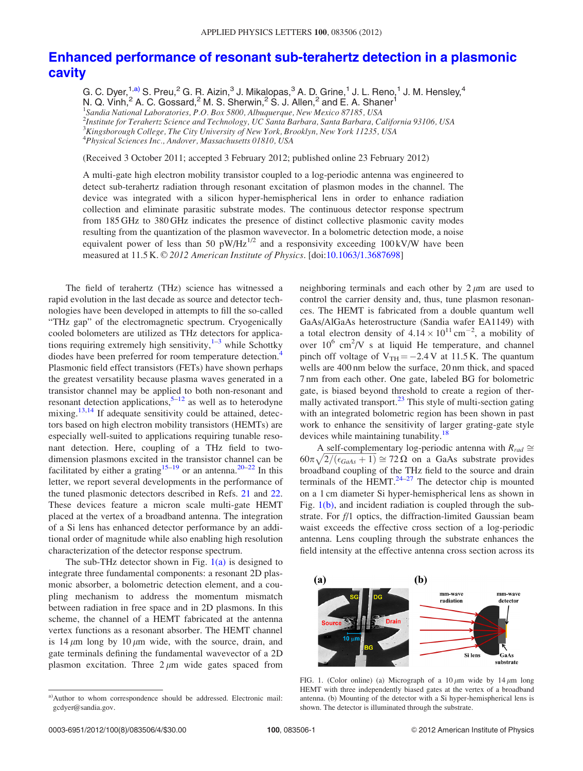# Enhanced performance of resonant sub-terahertz detection in a plasmonic cavity

G. C. Dyer,[1,a)] S. Preu,[2] G. R. Aizin,[3] J. Mikalopas,[3] A. D. Grine,[1] J. L. Reno,[1] J. M. Hensley,[4] N. Q. Vinh,[2] A. C. Gossard,[2] M. S. Sherwin,[2] S. J. Allen,[2] and E. A. Shaner[1]

[1]*Sandia National Laboratories, P.O. Box 5800, Albuquerque, New Mexico 87185, USA*
[2]*Institute for Terahertz Science and Technology, UC Santa Barbara, Santa Barbara, California 93106, USA*
[3]*Kingsborough College, The City University of New York, Brooklyn, New York 11235, USA*
[4]*Physical Sciences Inc., Andover, Massachusetts 01810, USA*

(Received 3 October 2011; accepted 3 February 2012; published online 23 February 2012)

A multi-gate high electron mobility transistor coupled to a log-periodic antenna was engineered to detect sub-terahertz radiation through resonant excitation of plasmon modes in the channel. The device was integrated with a silicon hyper-hemispherical lens in order to enhance radiation collection and eliminate parasitic substrate modes. The continuous detector response spectrum from 185 GHz to 380 GHz indicates the presence of distinct collective plasmonic cavity modes resulting from the quantization of the plasmon wavevector. In a bolometric detection mode, a noise equivalent power of less than 50 pW/Hz$^{1/2}$ and a responsivity exceeding 100 kV/W have been measured at 11.5 K. © *2012 American Institute of Physics*. [doi:10.1063/1.3687698]

The field of terahertz (THz) science has witnessed a rapid evolution in the last decade as source and detector technologies have been developed in attempts to fill the so-called "THz gap" of the electromagnetic spectrum. Cryogenically cooled bolometers are utilized as THz detectors for applications requiring extremely high sensitivity,[1–3] while Schottky diodes have been preferred for room temperature detection.[4] Plasmonic field effect transistors (FETs) have shown perhaps the greatest versatility because plasma waves generated in a transistor channel may be applied to both non-resonant and resonant detection applications,[5–12] as well as to heterodyne mixing.[13,14] If adequate sensitivity could be attained, detectors based on high electron mobility transistors (HEMTs) are especially well-suited to applications requiring tunable resonant detection. Here, coupling of a THz field to two-dimension plasmons excited in the transistor channel can be facilitated by either a grating[15–19] or an antenna.[20–22] In this letter, we report several developments in the performance of the tuned plasmonic detectors described in Refs. 21 and 22. These devices feature a micron scale multi-gate HEMT placed at the vertex of a broadband antenna. The integration of a Si lens has enhanced detector performance by an additional order of magnitude while also enabling high resolution characterization of the detector response spectrum.

The sub-THz detector shown in Fig. 1(a) is designed to integrate three fundamental components: a resonant 2D plasmonic absorber, a bolometric detection element, and a coupling mechanism to address the momentum mismatch between radiation in free space and in 2D plasmons. In this scheme, the channel of a HEMT fabricated at the antenna vertex functions as a resonant absorber. The HEMT channel is 14 $\mu$m long by 10 $\mu$m wide, with the source, drain, and gate terminals defining the fundamental wavevector of a 2D plasmon excitation. Three 2 $\mu$m wide gates spaced from neighboring terminals and each other by 2 $\mu$m are used to control the carrier density and, thus, tune plasmon resonances. The HEMT is fabricated from a double quantum well GaAs/AlGaAs heterostructure (Sandia wafer EA1149) with a total electron density of $4.14 \times 10^{11}$ cm$^{-2}$, a mobility of over $10^6$ cm$^2$/V s at liquid He temperature, and channel pinch off voltage of $V_{TH} = -2.4$ V at 11.5 K. The quantum wells are 400 nm below the surface, 20 nm thick, and spaced 7 nm from each other. One gate, labeled BG for bolometric gate, is biased beyond threshold to create a region of thermally activated transport.[23] This style of multi-section gating with an integrated bolometric region has been shown in past work to enhance the sensitivity of larger grating-gate style devices while maintaining tunability.[18]

A self-complementary log-periodic antenna with $R_{rad} \cong 60\pi\sqrt{2/(\epsilon_{GaAs}+1)} \cong 72\,\Omega$ on a GaAs substrate provides broadband coupling of the THz field to the source and drain terminals of the HEMT.[24–27] The detector chip is mounted on a 1 cm diameter Si hyper-hemispherical lens as shown in Fig. 1(b), and incident radiation is coupled through the substrate. For *f*/1 optics, the diffraction-limited Gaussian beam waist exceeds the effective cross section of a log-periodic antenna. Lens coupling through the substrate enhances the field intensity at the effective antenna cross section across its

FIG. 1. (Color online) (a) Micrograph of a 10 $\mu$m wide by 14 $\mu$m long HEMT with three independently biased gates at the vertex of a broadband antenna. (b) Mounting of the detector with a Si hyper-hemispherical lens is shown. The detector is illuminated through the substrate.

[a)]Author to whom correspondence should be addressed. Electronic mail: gcdyer@sandia.gov.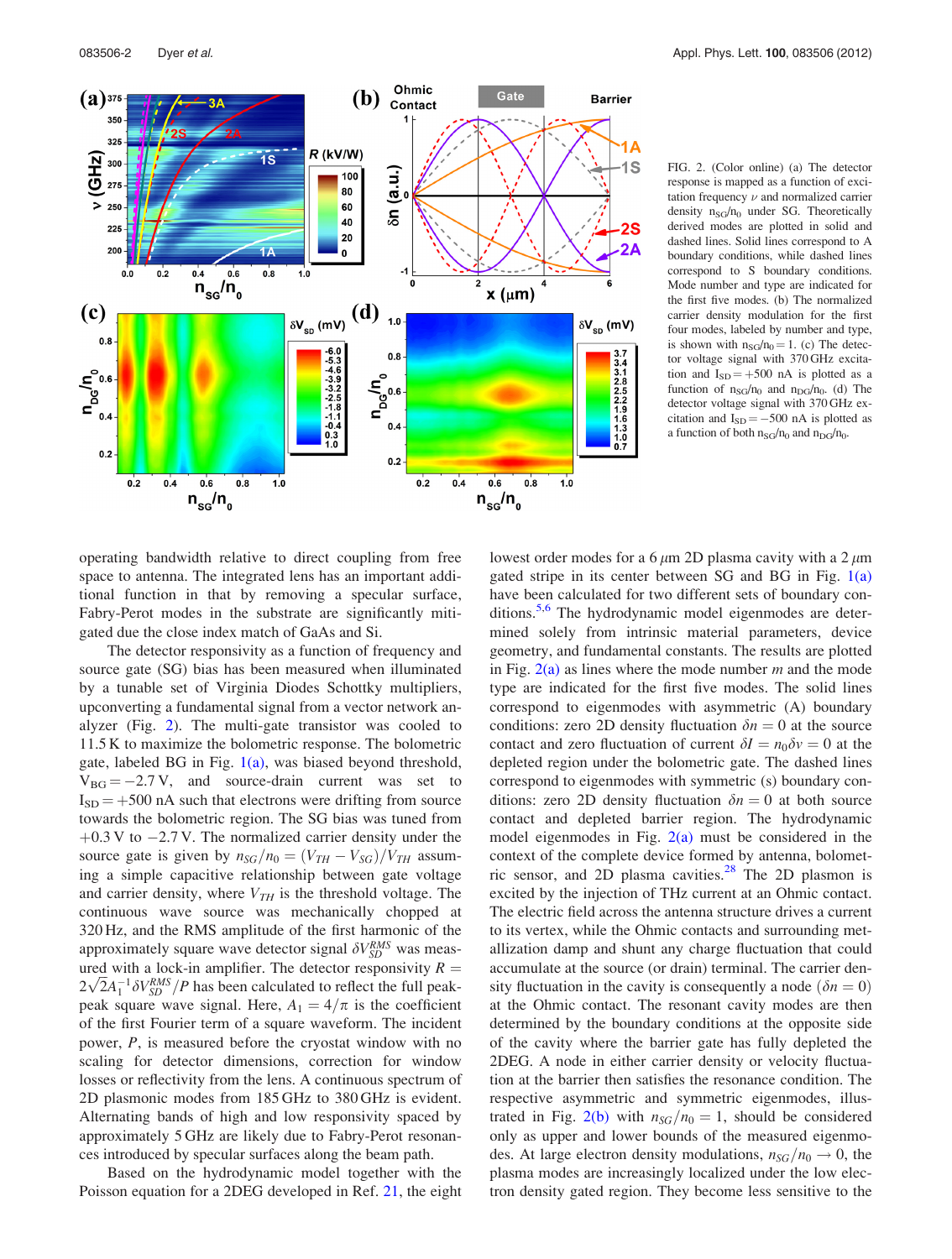FIG. 2. (Color online) (a) The detector response is mapped as a function of excitation frequency $\nu$ and normalized carrier density $n_{SG}/n_0$ under SG. Theoretically derived modes are plotted in solid and dashed lines. Solid lines correspond to A boundary conditions, while dashed lines correspond to S boundary conditions. Mode number and type are indicated for the first five modes. (b) The normalized carrier density modulation for the first four modes, labeled by number and type, is shown with $n_{SG}/n_0 = 1$. (c) The detector voltage signal with 370 GHz excitation and $I_{SD} = +500$ nA is plotted as a function of $n_{SG}/n_0$ and $n_{DG}/n_0$. (d) The detector voltage signal with 370 GHz excitation and $I_{SD} = -500$ nA is plotted as a function of both $n_{SG}/n_0$ and $n_{DG}/n_0$.

operating bandwidth relative to direct coupling from free space to antenna. The integrated lens has an important additional function in that by removing a specular surface, Fabry-Perot modes in the substrate are significantly mitigated due the close index match of GaAs and Si.

The detector responsivity as a function of frequency and source gate (SG) bias has been measured when illuminated by a tunable set of Virginia Diodes Schottky multipliers, upconverting a fundamental signal from a vector network analyzer (Fig. 2). The multi-gate transistor was cooled to 11.5 K to maximize the bolometric response. The bolometric gate, labeled BG in Fig. 1(a), was biased beyond threshold, $V_{BG} = -2.7$ V, and source-drain current was set to $I_{SD} = +500$ nA such that electrons were drifting from source towards the bolometric region. The SG bias was tuned from +0.3 V to −2.7 V. The normalized carrier density under the source gate is given by $n_{SG}/n_0 = (V_{TH} - V_{SG})/V_{TH}$ assuming a simple capacitive relationship between gate voltage and carrier density, where $V_{TH}$ is the threshold voltage. The continuous wave source was mechanically chopped at 320 Hz, and the RMS amplitude of the first harmonic of the approximately square wave detector signal $\delta V_{SD}^{RMS}$ was measured with a lock-in amplifier. The detector responsivity $R = 2\sqrt{2}A_1^{-1}\delta V_{SD}^{RMS}/P$ has been calculated to reflect the full peak-peak square wave signal. Here, $A_1 = 4/\pi$ is the coefficient of the first Fourier term of a square waveform. The incident power, $P$, is measured before the cryostat window with no scaling for detector dimensions, correction for window losses or reflectivity from the lens. A continuous spectrum of 2D plasmonic modes from 185 GHz to 380 GHz is evident. Alternating bands of high and low responsivity spaced by approximately 5 GHz are likely due to Fabry-Perot resonances introduced by specular surfaces along the beam path.

Based on the hydrodynamic model together with the Poisson equation for a 2DEG developed in Ref. 21, the eight lowest order modes for a 6 $\mu$m 2D plasma cavity with a 2 $\mu$m gated stripe in its center between SG and BG in Fig. 1(a) have been calculated for two different sets of boundary conditions.[5,6] The hydrodynamic model eigenmodes are determined solely from intrinsic material parameters, device geometry, and fundamental constants. The results are plotted in Fig. 2(a) as lines where the mode number $m$ and the mode type are indicated for the first five modes. The solid lines correspond to eigenmodes with asymmetric (A) boundary conditions: zero 2D density fluctuation $\delta n = 0$ at the source contact and zero fluctuation of current $\delta I = n_0 \delta v = 0$ at the depleted region under the bolometric gate. The dashed lines correspond to eigenmodes with symmetric (s) boundary conditions: zero 2D density fluctuation $\delta n = 0$ at both source contact and depleted barrier region. The hydrodynamic model eigenmodes in Fig. 2(a) must be considered in the context of the complete device formed by antenna, bolometric sensor, and 2D plasma cavities.[28] The 2D plasmon is excited by the injection of THz current at an Ohmic contact. The electric field across the antenna structure drives a current to its vertex, while the Ohmic contacts and surrounding metallization damp and shunt any charge fluctuation that could accumulate at the source (or drain) terminal. The carrier density fluctuation in the cavity is consequently a node ($\delta n = 0$) at the Ohmic contact. The resonant cavity modes are then determined by the boundary conditions at the opposite side of the cavity where the barrier gate has fully depleted the 2DEG. A node in either carrier density or velocity fluctuation at the barrier then satisfies the resonance condition. The respective asymmetric and symmetric eigenmodes, illustrated in Fig. 2(b) with $n_{SG}/n_0 = 1$, should be considered only as upper and lower bounds of the measured eigenmodes. At large electron density modulations, $n_{SG}/n_0 \to 0$, the plasma modes are increasingly localized under the low electron density gated region. They become less sensitive to the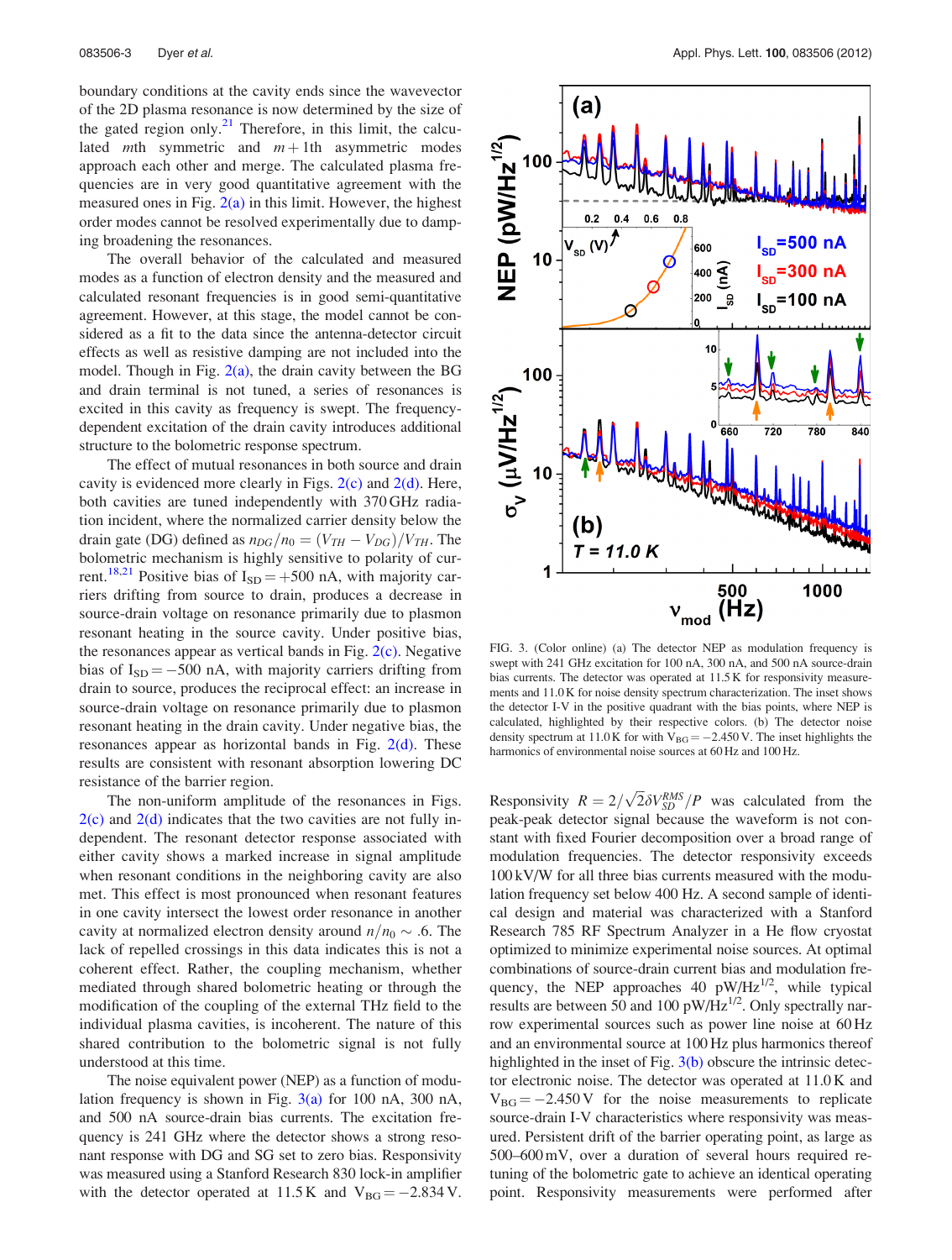boundary conditions at the cavity ends since the wavevector of the 2D plasma resonance is now determined by the size of the gated region only.[21] Therefore, in this limit, the calculated $m$th symmetric and $m+1$th asymmetric modes approach each other and merge. The calculated plasma frequencies are in very good quantitative agreement with the measured ones in Fig. 2(a) in this limit. However, the highest order modes cannot be resolved experimentally due to damping broadening the resonances.

The overall behavior of the calculated and measured modes as a function of electron density and the measured and calculated resonant frequencies is in good semi-quantitative agreement. However, at this stage, the model cannot be considered as a fit to the data since the antenna-detector circuit effects as well as resistive damping are not included into the model. Though in Fig. 2(a), the drain cavity between the BG and drain terminal is not tuned, a series of resonances is excited in this cavity as frequency is swept. The frequency-dependent excitation of the drain cavity introduces additional structure to the bolometric response spectrum.

The effect of mutual resonances in both source and drain cavity is evidenced more clearly in Figs. 2(c) and 2(d). Here, both cavities are tuned independently with 370 GHz radiation incident, where the normalized carrier density below the drain gate (DG) defined as $n_{DG}/n_0 = (V_{TH} - V_{DG})/V_{TH}$. The bolometric mechanism is highly sensitive to polarity of current.[18,21] Positive bias of $I_{SD} = +500$ nA, with majority carriers drifting from source to drain, produces a decrease in source-drain voltage on resonance primarily due to plasmon resonant heating in the source cavity. Under positive bias, the resonances appear as vertical bands in Fig. 2(c). Negative bias of $I_{SD} = -500$ nA, with majority carriers drifting from drain to source, produces the reciprocal effect: an increase in source-drain voltage on resonance primarily due to plasmon resonant heating in the drain cavity. Under negative bias, the resonances appear as horizontal bands in Fig. 2(d). These results are consistent with resonant absorption lowering DC resistance of the barrier region.

The non-uniform amplitude of the resonances in Figs. 2(c) and 2(d) indicates that the two cavities are not fully independent. The resonant detector response associated with either cavity shows a marked increase in signal amplitude when resonant conditions in the neighboring cavity are also met. This effect is most pronounced when resonant features in one cavity intersect the lowest order resonance in another cavity at normalized electron density around $n/n_0 \sim .6$. The lack of repelled crossings in this data indicates this is not a coherent effect. Rather, the coupling mechanism, whether mediated through shared bolometric heating or through the modification of the coupling of the external THz field to the individual plasma cavities, is incoherent. The nature of this shared contribution to the bolometric signal is not fully understood at this time.

The noise equivalent power (NEP) as a function of modulation frequency is shown in Fig. 3(a) for 100 nA, 300 nA, and 500 nA source-drain bias currents. The excitation frequency is 241 GHz where the detector shows a strong resonant response with DG and SG set to zero bias. Responsivity was measured using a Stanford Research 830 lock-in amplifier with the detector operated at 11.5 K and $V_{BG} = -2.834$ V.

FIG. 3. (Color online) (a) The detector NEP as modulation frequency is swept with 241 GHz excitation for 100 nA, 300 nA, and 500 nA source-drain bias currents. The detector was operated at 11.5 K for responsivity measurements and 11.0 K for noise density spectrum characterization. The inset shows the detector I-V in the positive quadrant with the bias points, where NEP is calculated, highlighted by their respective colors. (b) The detector noise density spectrum at 11.0 K for with $V_{BG} = -2.450$ V. The inset highlights the harmonics of environmental noise sources at 60 Hz and 100 Hz.

Responsivity $R = 2/\sqrt{2}\delta V_{SD}^{RMS}/P$ was calculated from the peak-peak detector signal because the waveform is not constant with fixed Fourier decomposition over a broad range of modulation frequencies. The detector responsivity exceeds 100 kV/W for all three bias currents measured with the modulation frequency set below 400 Hz. A second sample of identical design and material was characterized with a Stanford Research 785 RF Spectrum Analyzer in a He flow cryostat optimized to minimize experimental noise sources. At optimal combinations of source-drain current bias and modulation frequency, the NEP approaches 40 pW/Hz$^{1/2}$, while typical results are between 50 and 100 pW/Hz$^{1/2}$. Only spectrally narrow experimental sources such as power line noise at 60 Hz and an environmental source at 100 Hz plus harmonics thereof highlighted in the inset of Fig. 3(b) obscure the intrinsic detector electronic noise. The detector was operated at 11.0 K and $V_{BG} = -2.450$ V for the noise measurements to replicate source-drain I-V characteristics where responsivity was measured. Persistent drift of the barrier operating point, as large as 500–600 mV, over a duration of several hours required retuning of the bolometric gate to achieve an identical operating point. Responsivity measurements were performed after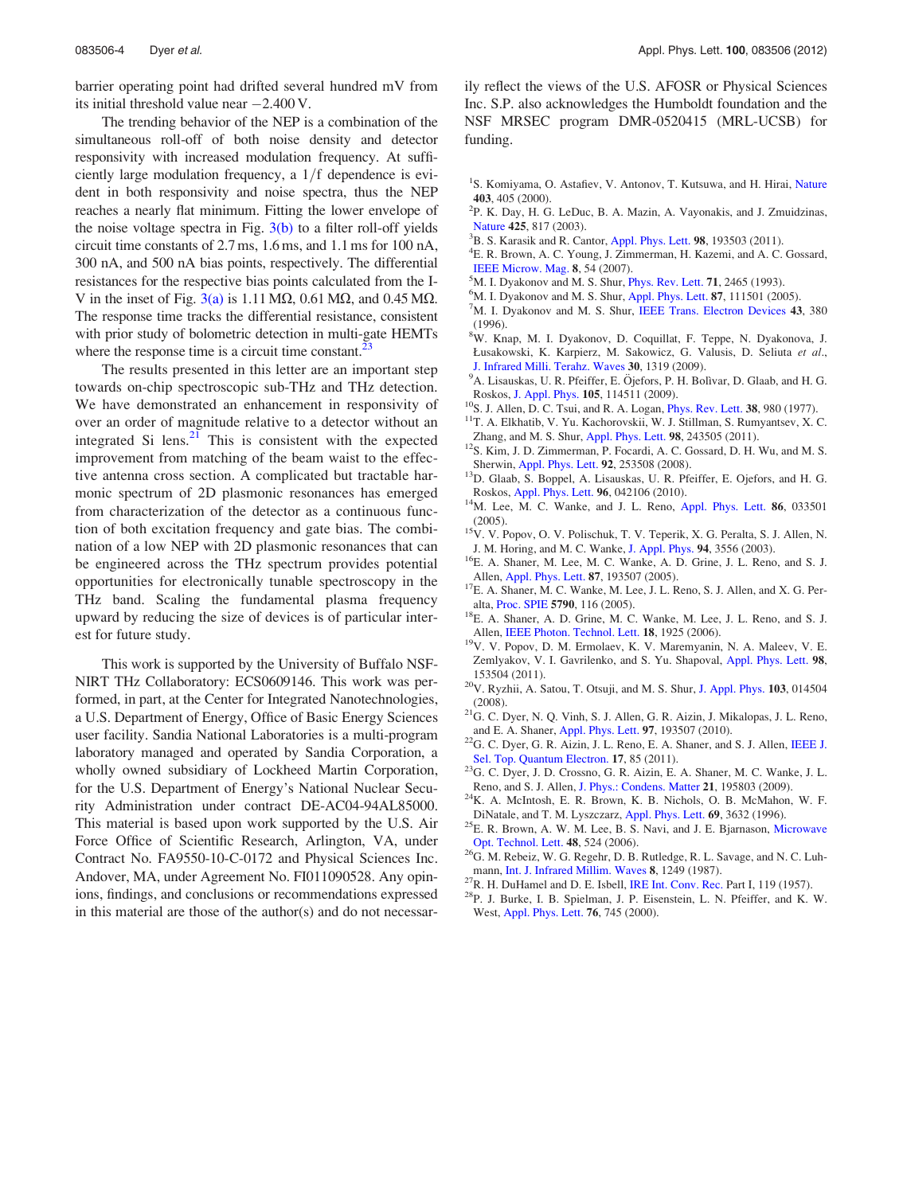barrier operating point had drifted several hundred mV from its initial threshold value near −2.400 V.

The trending behavior of the NEP is a combination of the simultaneous roll-off of both noise density and detector responsivity with increased modulation frequency. At sufficiently large modulation frequency, a $1/f$ dependence is evident in both responsivity and noise spectra, thus the NEP reaches a nearly flat minimum. Fitting the lower envelope of the noise voltage spectra in Fig. 3(b) to a filter roll-off yields circuit time constants of 2.7 ms, 1.6 ms, and 1.1 ms for 100 nA, 300 nA, and 500 nA bias points, respectively. The differential resistances for the respective bias points calculated from the I-V in the inset of Fig. 3(a) is 1.11 MΩ, 0.61 MΩ, and 0.45 MΩ. The response time tracks the differential resistance, consistent with prior study of bolometric detection in multi-gate HEMTs where the response time is a circuit time constant.[23]

The results presented in this letter are an important step towards on-chip spectroscopic sub-THz and THz detection. We have demonstrated an enhancement in responsivity of over an order of magnitude relative to a detector without an integrated Si lens.[21] This is consistent with the expected improvement from matching of the beam waist to the effective antenna cross section. A complicated but tractable harmonic spectrum of 2D plasmonic resonances has emerged from characterization of the detector as a continuous function of both excitation frequency and gate bias. The combination of a low NEP with 2D plasmonic resonances that can be engineered across the THz spectrum provides potential opportunities for electronically tunable spectroscopy in the THz band. Scaling the fundamental plasma frequency upward by reducing the size of devices is of particular interest for future study.

This work is supported by the University of Buffalo NSF-NIRT THz Collaboratory: ECS0609146. This work was performed, in part, at the Center for Integrated Nanotechnologies, a U.S. Department of Energy, Office of Basic Energy Sciences user facility. Sandia National Laboratories is a multi-program laboratory managed and operated by Sandia Corporation, a wholly owned subsidiary of Lockheed Martin Corporation, for the U.S. Department of Energy's National Nuclear Security Administration under contract DE-AC04-94AL85000. This material is based upon work supported by the U.S. Air Force Office of Scientific Research, Arlington, VA, under Contract No. FA9550-10-C-0172 and Physical Sciences Inc. Andover, MA, under Agreement No. FI011090528. Any opinions, findings, and conclusions or recommendations expressed in this material are those of the author(s) and do not necessarily reflect the views of the U.S. AFOSR or Physical Sciences Inc. S.P. also acknowledges the Humboldt foundation and the NSF MRSEC program DMR-0520415 (MRL-UCSB) for funding.

[1] S. Komiyama, O. Astafiev, V. Antonov, T. Kutsuwa, and H. Hirai, Nature **403**, 405 (2000).
[2] P. K. Day, H. G. LeDuc, B. A. Mazin, A. Vayonakis, and J. Zmuidzinas, Nature **425**, 817 (2003).
[3] B. S. Karasik and R. Cantor, Appl. Phys. Lett. **98**, 193503 (2011).
[4] E. R. Brown, A. C. Young, J. Zimmerman, H. Kazemi, and A. C. Gossard, IEEE Microw. Mag. **8**, 54 (2007).
[5] M. I. Dyakonov and M. S. Shur, Phys. Rev. Lett. **71**, 2465 (1993).
[6] M. I. Dyakonov and M. S. Shur, Appl. Phys. Lett. **87**, 111501 (2005).
[7] M. I. Dyakonov and M. S. Shur, IEEE Trans. Electron Devices **43**, 380 (1996).
[8] W. Knap, M. I. Dyakonov, D. Coquillat, F. Teppe, N. Dyakonova, J. Łusakowski, K. Karpierz, M. Sakowicz, G. Valusis, D. Seliuta *et al.*, J. Infrared Milli. Terahz. Waves **30**, 1319 (2009).
[9] A. Lisauskas, U. R. Pfeiffer, E. Öjefors, P. H. Bolìvar, D. Glaab, and H. G. Roskos, J. Appl. Phys. **105**, 114511 (2009).
[10] S. J. Allen, D. C. Tsui, and R. A. Logan, Phys. Rev. Lett. **38**, 980 (1977).
[11] T. A. Elkhatib, V. Yu. Kachorovskii, W. J. Stillman, S. Rumyantsev, X. C. Zhang, and M. S. Shur, Appl. Phys. Lett. **98**, 243505 (2011).
[12] S. Kim, J. D. Zimmerman, P. Focardi, A. C. Gossard, D. H. Wu, and M. S. Sherwin, Appl. Phys. Lett. **92**, 253508 (2008).
[13] D. Glaab, S. Boppel, A. Lisauskas, U. R. Pfeiffer, E. Ojefors, and H. G. Roskos, Appl. Phys. Lett. **96**, 042106 (2010).
[14] M. Lee, M. C. Wanke, and J. L. Reno, Appl. Phys. Lett. **86**, 033501 (2005).
[15] V. V. Popov, O. V. Polischuk, T. V. Teperik, X. G. Peralta, S. J. Allen, N. J. M. Horing, and M. C. Wanke, J. Appl. Phys. **94**, 3556 (2003).
[16] E. A. Shaner, M. Lee, M. C. Wanke, A. D. Grine, J. L. Reno, and S. J. Allen, Appl. Phys. Lett. **87**, 193507 (2005).
[17] E. A. Shaner, M. C. Wanke, M. Lee, J. L. Reno, S. J. Allen, and X. G. Peralta, Proc. SPIE **5790**, 116 (2005).
[18] E. A. Shaner, A. D. Grine, M. C. Wanke, M. Lee, J. L. Reno, and S. J. Allen, IEEE Photon. Technol. Lett. **18**, 1925 (2006).
[19] V. V. Popov, D. M. Ermolaev, K. V. Maremyanin, N. A. Maleev, V. E. Zemlyakov, V. I. Gavrilenko, and S. Yu. Shapoval, Appl. Phys. Lett. **98**, 153504 (2011).
[20] V. Ryzhii, A. Satou, T. Otsuji, and M. S. Shur, J. Appl. Phys. **103**, 014504 (2008).
[21] G. C. Dyer, N. Q. Vinh, S. J. Allen, G. R. Aizin, J. Mikalopas, J. L. Reno, and E. A. Shaner, Appl. Phys. Lett. **97**, 193507 (2010).
[22] G. C. Dyer, G. R. Aizin, J. L. Reno, E. A. Shaner, and S. J. Allen, IEEE J. Sel. Top. Quantum Electron. **17**, 85 (2011).
[23] G. C. Dyer, J. D. Crossno, G. R. Aizin, E. A. Shaner, M. C. Wanke, J. L. Reno, and S. J. Allen, J. Phys.: Condens. Matter **21**, 195803 (2009).
[24] K. A. McIntosh, E. R. Brown, K. B. Nichols, O. B. McMahon, W. F. DiNatale, and T. M. Lyszczarz, Appl. Phys. Lett. **69**, 3632 (1996).
[25] E. R. Brown, A. W. M. Lee, B. S. Navi, and J. E. Bjarnason, Microwave Opt. Technol. Lett. **48**, 524 (2006).
[26] G. M. Rebeiz, W. G. Regehr, D. B. Rutledge, R. L. Savage, and N. C. Luhmann, Int. J. Infrared Millim. Waves **8**, 1249 (1987).
[27] R. H. DuHamel and D. E. Isbell, IRE Int. Conv. Rec. Part I, 119 (1957).
[28] P. J. Burke, I. B. Spielman, J. P. Eisenstein, L. N. Pfeiffer, and K. W. West, Appl. Phys. Lett. **76**, 745 (2000).